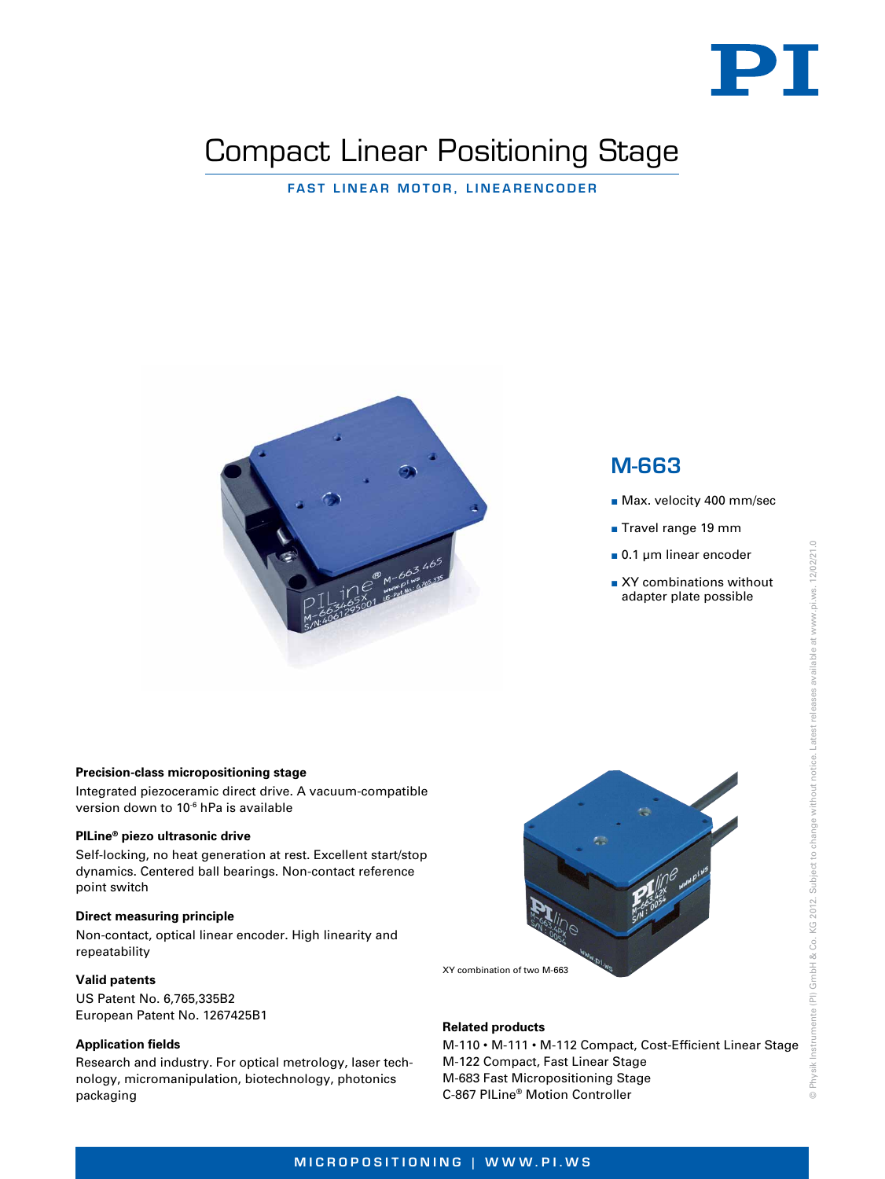# Compact Linear Positioning Stage

**FAST LINEAR MOTOR, LINEARENCODER**

## M-663

- Max. velocity 400 mm/sec
- Travel range 19 mm
- 0.1 µm linear encoder
- XY combinations without adapter plate possible

**Precision-class micropositioning stage**

Integrated piezoceramic direct drive. A vacuum-compatible version down to $10^{-6}$ hPa is available

**PILine® piezo ultrasonic drive**

Self-locking, no heat generation at rest. Excellent start/stop dynamics. Centered ball bearings. Non-contact reference point switch

**Direct measuring principle**

Non-contact, optical linear encoder. High linearity and repeatability

**Valid patents**

US Patent No. 6,765,335B2
European Patent No. 1267425B1

**Application fields**

Research and industry. For optical metrology, laser technology, micromanipulation, biotechnology, photonics packaging

XY combination of two M-663

**Related products**

M-110 • M-111 • M-112 Compact, Cost-Efficient Linear Stage
M-122 Compact, Fast Linear Stage
M-683 Fast Micropositioning Stage
C-867 PILine® Motion Controller

© Physik Instrumente (PI) GmbH & Co. KG 2012. Subject to change without notice. Latest releases available at www.pi.ws. 12/02/21.0

MICROPOSITIONING | WWW.PI.WS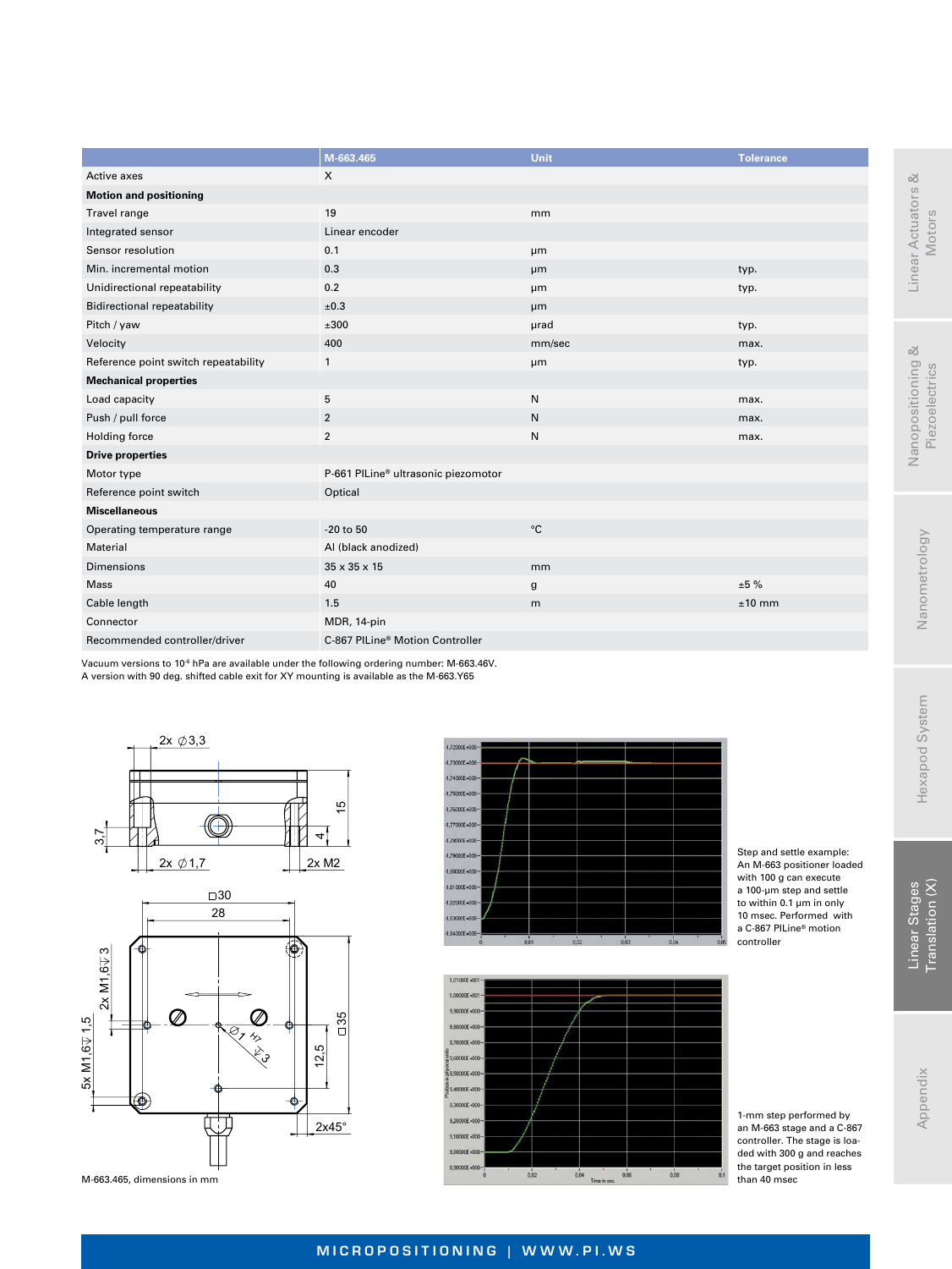| | M-663.465 | Unit | Tolerance |
|---|---|---|---|
| Active axes | X | | |
| **Motion and positioning** | | | |
| Travel range | 19 | mm | |
| Integrated sensor | Linear encoder | | |
| Sensor resolution | 0.1 | µm | |
| Min. incremental motion | 0.3 | µm | typ. |
| Unidirectional repeatability | 0.2 | µm | typ. |
| Bidirectional repeatability | ±0.3 | µm | |
| Pitch / yaw | ±300 | µrad | typ. |
| Velocity | 400 | mm/sec | max. |
| Reference point switch repeatability | 1 | µm | typ. |
| **Mechanical properties** | | | |
| Load capacity | 5 | N | max. |
| Push / pull force | 2 | N | max. |
| Holding force | 2 | N | max. |
| **Drive properties** | | | |
| Motor type | P-661 PILine® ultrasonic piezomotor | | |
| Reference point switch | Optical | | |
| **Miscellaneous** | | | |
| Operating temperature range | -20 to 50 | °C | |
| Material | Al (black anodized) | | |
| Dimensions | 35 x 35 x 15 | mm | |
| Mass | 40 | g | ±5 % |
| Cable length | 1.5 | m | ±10 mm |
| Connector | MDR, 14-pin | | |
| Recommended controller/driver | C-867 PILine® Motion Controller | | |

Vacuum versions to $10^{-6}$ hPa are available under the following ordering number: M-663.46V.
A version with 90 deg. shifted cable exit for XY mounting is available as the M-663.Y65

M-663.465, dimensions in mm

Step and settle example: An M-663 positioner loaded with 100 g can execute a 100-µm step and settle to within 0.1 µm in only 10 msec. Performed with a C-867 PILine® motion controller

1-mm step performed by an M-663 stage and a C-867 controller. The stage is loaded with 300 g and reaches the target position in less than 40 msec